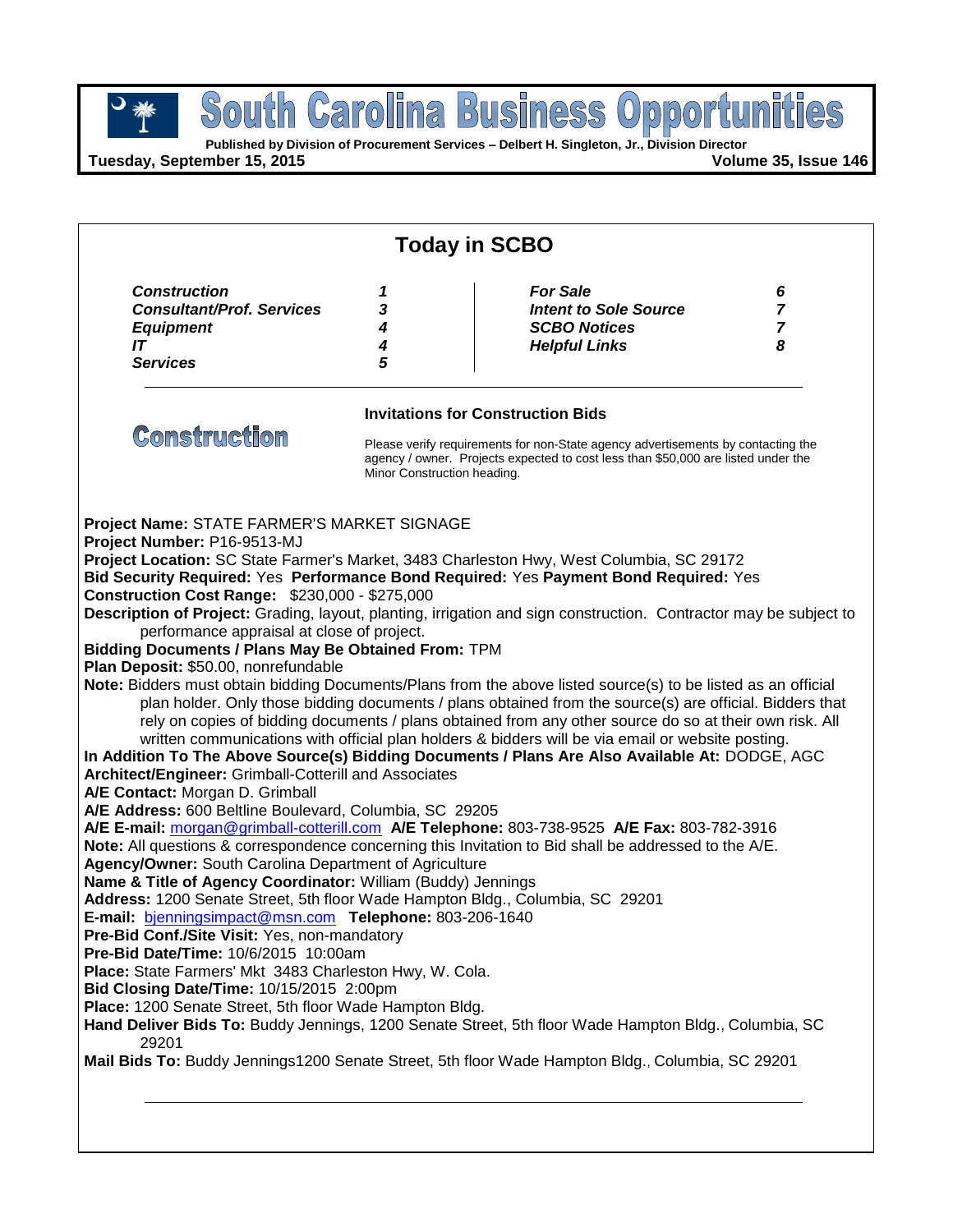# South Carolina Business Opportunities

**Published by Division of Procurement Services – Delbert H. Singleton, Jr., Division Director**

**Tuesday, September 15, 2015** **Volume 35, Issue 146**

## Today in SCBO

| | | | |
|---|---|---|---|
| ***Construction*** | ***1*** | ***For Sale*** | ***6*** |
| ***Consultant/Prof. Services*** | ***3*** | ***Intent to Sole Source*** | ***7*** |
| ***Equipment*** | ***4*** | ***SCBO Notices*** | ***7*** |
| ***IT*** | ***4*** | ***Helpful Links*** | ***8*** |
| ***Services*** | ***5*** | | |

## Construction

**Invitations for Construction Bids**

Please verify requirements for non-State agency advertisements by contacting the agency / owner. Projects expected to cost less than $50,000 are listed under the Minor Construction heading.

**Project Name:** STATE FARMER'S MARKET SIGNAGE
**Project Number:** P16-9513-MJ
**Project Location:** SC State Farmer's Market, 3483 Charleston Hwy, West Columbia, SC 29172
**Bid Security Required:** Yes **Performance Bond Required:** Yes **Payment Bond Required:** Yes
**Construction Cost Range:** $230,000 - $275,000
**Description of Project:** Grading, layout, planting, irrigation and sign construction. Contractor may be subject to performance appraisal at close of project.
**Bidding Documents / Plans May Be Obtained From:** TPM
**Plan Deposit:** $50.00, nonrefundable
**Note:** Bidders must obtain bidding Documents/Plans from the above listed source(s) to be listed as an official plan holder. Only those bidding documents / plans obtained from the source(s) are official. Bidders that rely on copies of bidding documents / plans obtained from any other source do so at their own risk. All written communications with official plan holders & bidders will be via email or website posting.
**In Addition To The Above Source(s) Bidding Documents / Plans Are Also Available At:** DODGE, AGC
**Architect/Engineer:** Grimball-Cotterill and Associates
**A/E Contact:** Morgan D. Grimball
**A/E Address:** 600 Beltline Boulevard, Columbia, SC 29205
**A/E E-mail:** morgan@grimball-cotterill.com **A/E Telephone:** 803-738-9525 **A/E Fax:** 803-782-3916
**Note:** All questions & correspondence concerning this Invitation to Bid shall be addressed to the A/E.
**Agency/Owner:** South Carolina Department of Agriculture
**Name & Title of Agency Coordinator:** William (Buddy) Jennings
**Address:** 1200 Senate Street, 5th floor Wade Hampton Bldg., Columbia, SC 29201
**E-mail:** bjenningsimpact@msn.com **Telephone:** 803-206-1640
**Pre-Bid Conf./Site Visit:** Yes, non-mandatory
**Pre-Bid Date/Time:** 10/6/2015 10:00am
**Place:** State Farmers' Mkt 3483 Charleston Hwy, W. Cola.
**Bid Closing Date/Time:** 10/15/2015 2:00pm
**Place:** 1200 Senate Street, 5th floor Wade Hampton Bldg.
**Hand Deliver Bids To:** Buddy Jennings, 1200 Senate Street, 5th floor Wade Hampton Bldg., Columbia, SC 29201
**Mail Bids To:** Buddy Jennings1200 Senate Street, 5th floor Wade Hampton Bldg., Columbia, SC 29201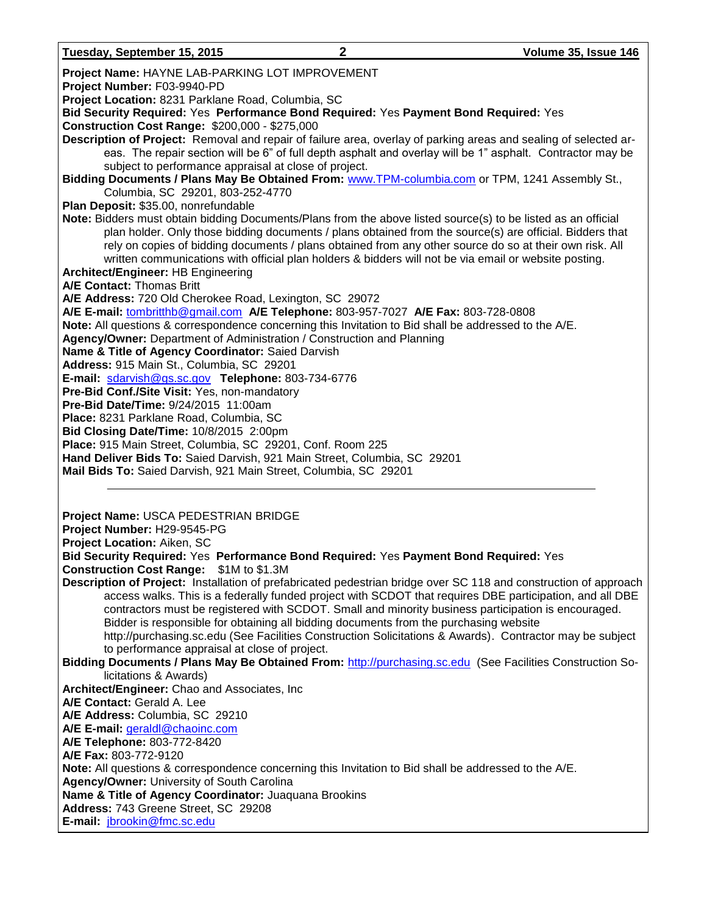**Project Name:** HAYNE LAB-PARKING LOT IMPROVEMENT
**Project Number:** F03-9940-PD
**Project Location:** 8231 Parklane Road, Columbia, SC
**Bid Security Required:** Yes **Performance Bond Required:** Yes **Payment Bond Required:** Yes
**Construction Cost Range:** $200,000 - $275,000
**Description of Project:** Removal and repair of failure area, overlay of parking areas and sealing of selected areas. The repair section will be 6" of full depth asphalt and overlay will be 1" asphalt. Contractor may be subject to performance appraisal at close of project.
**Bidding Documents / Plans May Be Obtained From:** www.TPM-columbia.com or TPM, 1241 Assembly St., Columbia, SC 29201, 803-252-4770
**Plan Deposit:** $35.00, nonrefundable
**Note:** Bidders must obtain bidding Documents/Plans from the above listed source(s) to be listed as an official plan holder. Only those bidding documents / plans obtained from the source(s) are official. Bidders that rely on copies of bidding documents / plans obtained from any other source do so at their own risk. All written communications with official plan holders & bidders will not be via email or website posting.
**Architect/Engineer:** HB Engineering
**A/E Contact:** Thomas Britt
**A/E Address:** 720 Old Cherokee Road, Lexington, SC 29072
**A/E E-mail:** tombritthb@gmail.com **A/E Telephone:** 803-957-7027 **A/E Fax:** 803-728-0808
**Note:** All questions & correspondence concerning this Invitation to Bid shall be addressed to the A/E.
**Agency/Owner:** Department of Administration / Construction and Planning
**Name & Title of Agency Coordinator:** Saied Darvish
**Address:** 915 Main St., Columbia, SC 29201
**E-mail:** sdarvish@gs.sc.gov **Telephone:** 803-734-6776
**Pre-Bid Conf./Site Visit:** Yes, non-mandatory
**Pre-Bid Date/Time:** 9/24/2015 11:00am
**Place:** 8231 Parklane Road, Columbia, SC
**Bid Closing Date/Time:** 10/8/2015 2:00pm
**Place:** 915 Main Street, Columbia, SC 29201, Conf. Room 225
**Hand Deliver Bids To:** Saied Darvish, 921 Main Street, Columbia, SC 29201
**Mail Bids To:** Saied Darvish, 921 Main Street, Columbia, SC 29201

---

**Project Name:** USCA PEDESTRIAN BRIDGE
**Project Number:** H29-9545-PG
**Project Location:** Aiken, SC
**Bid Security Required:** Yes **Performance Bond Required:** Yes **Payment Bond Required:** Yes
**Construction Cost Range:** $1M to $1.3M
**Description of Project:** Installation of prefabricated pedestrian bridge over SC 118 and construction of approach access walks. This is a federally funded project with SCDOT that requires DBE participation, and all DBE contractors must be registered with SCDOT. Small and minority business participation is encouraged. Bidder is responsible for obtaining all bidding documents from the purchasing website http://purchasing.sc.edu (See Facilities Construction Solicitations & Awards). Contractor may be subject to performance appraisal at close of project.
**Bidding Documents / Plans May Be Obtained From:** http://purchasing.sc.edu (See Facilities Construction Solicitations & Awards)
**Architect/Engineer:** Chao and Associates, Inc
**A/E Contact:** Gerald A. Lee
**A/E Address:** Columbia, SC 29210
**A/E E-mail:** geraldl@chaoinc.com
**A/E Telephone:** 803-772-8420
**A/E Fax:** 803-772-9120
**Note:** All questions & correspondence concerning this Invitation to Bid shall be addressed to the A/E.
**Agency/Owner:** University of South Carolina
**Name & Title of Agency Coordinator:** Juaquana Brookins
**Address:** 743 Greene Street, SC 29208
**E-mail:** jbrookin@fmc.sc.edu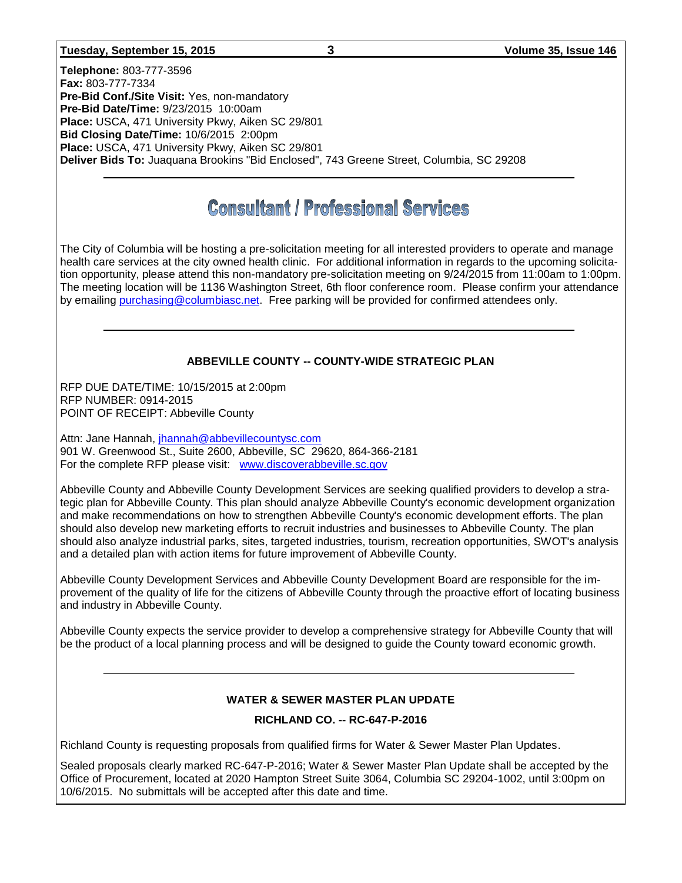**Telephone:** 803-777-3596
**Fax:** 803-777-7334
**Pre-Bid Conf./Site Visit:** Yes, non-mandatory
**Pre-Bid Date/Time:** 9/23/2015 10:00am
**Place:** USCA, 471 University Pkwy, Aiken SC 29/801
**Bid Closing Date/Time:** 10/6/2015 2:00pm
**Place:** USCA, 471 University Pkwy, Aiken SC 29/801
**Deliver Bids To:** Juaquana Brookins "Bid Enclosed", 743 Greene Street, Columbia, SC 29208

---

# Consultant / Professional Services

The City of Columbia will be hosting a pre-solicitation meeting for all interested providers to operate and manage health care services at the city owned health clinic. For additional information in regards to the upcoming solicitation opportunity, please attend this non-mandatory pre-solicitation meeting on 9/24/2015 from 11:00am to 1:00pm. The meeting location will be 1136 Washington Street, 6th floor conference room. Please confirm your attendance by emailing purchasing@columbiasc.net. Free parking will be provided for confirmed attendees only.

---

**ABBEVILLE COUNTY -- COUNTY-WIDE STRATEGIC PLAN**

RFP DUE DATE/TIME: 10/15/2015 at 2:00pm
RFP NUMBER: 0914-2015
POINT OF RECEIPT: Abbeville County

Attn: Jane Hannah, jhannah@abbevillecountysc.com
901 W. Greenwood St., Suite 2600, Abbeville, SC 29620, 864-366-2181
For the complete RFP please visit: www.discoverabbeville.sc.gov

Abbeville County and Abbeville County Development Services are seeking qualified providers to develop a strategic plan for Abbeville County. This plan should analyze Abbeville County's economic development organization and make recommendations on how to strengthen Abbeville County's economic development efforts. The plan should also develop new marketing efforts to recruit industries and businesses to Abbeville County. The plan should also analyze industrial parks, sites, targeted industries, tourism, recreation opportunities, SWOT's analysis and a detailed plan with action items for future improvement of Abbeville County.

Abbeville County Development Services and Abbeville County Development Board are responsible for the improvement of the quality of life for the citizens of Abbeville County through the proactive effort of locating business and industry in Abbeville County.

Abbeville County expects the service provider to develop a comprehensive strategy for Abbeville County that will be the product of a local planning process and will be designed to guide the County toward economic growth.

---

**WATER & SEWER MASTER PLAN UPDATE**

**RICHLAND CO. -- RC-647-P-2016**

Richland County is requesting proposals from qualified firms for Water & Sewer Master Plan Updates.

Sealed proposals clearly marked RC-647-P-2016; Water & Sewer Master Plan Update shall be accepted by the Office of Procurement, located at 2020 Hampton Street Suite 3064, Columbia SC 29204-1002, until 3:00pm on 10/6/2015. No submittals will be accepted after this date and time.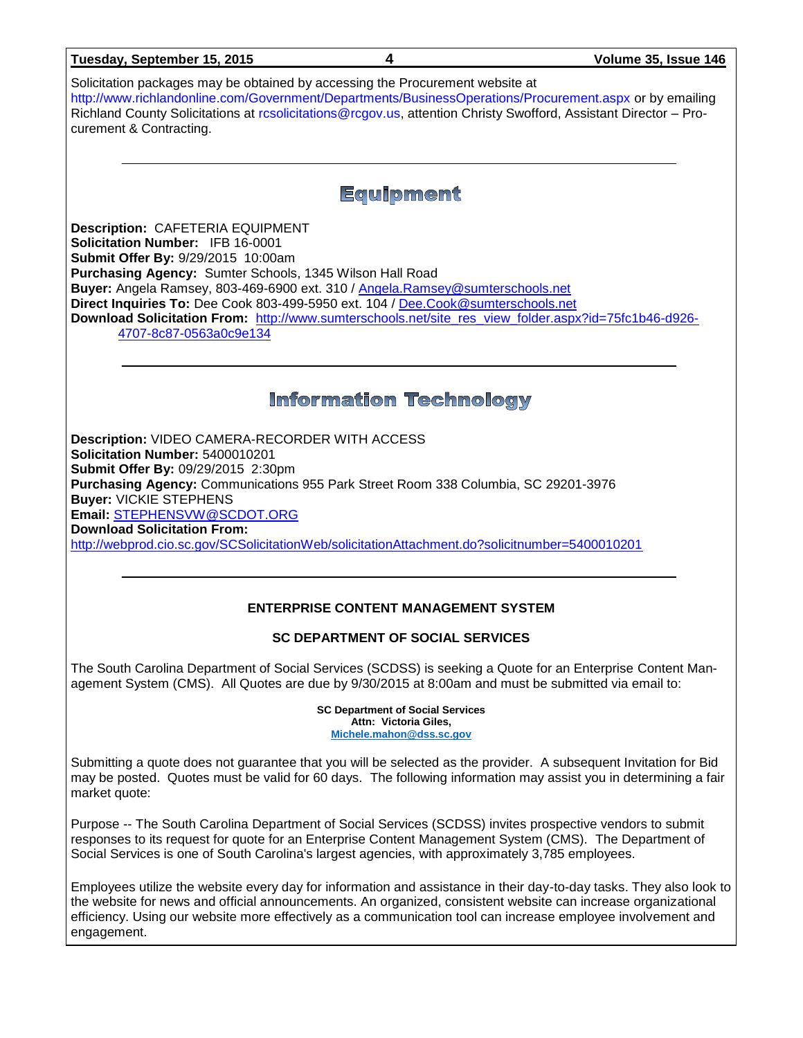Solicitation packages may be obtained by accessing the Procurement website at http://www.richlandonline.com/Government/Departments/BusinessOperations/Procurement.aspx or by emailing Richland County Solicitations at rcsolicitations@rcgov.us, attention Christy Swofford, Assistant Director – Procurement & Contracting.

---

# Equipment

**Description:** CAFETERIA EQUIPMENT
**Solicitation Number:** IFB 16-0001
**Submit Offer By:** 9/29/2015 10:00am
**Purchasing Agency:** Sumter Schools, 1345 Wilson Hall Road
**Buyer:** Angela Ramsey, 803-469-6900 ext. 310 / Angela.Ramsey@sumterschools.net
**Direct Inquiries To:** Dee Cook 803-499-5950 ext. 104 / Dee.Cook@sumterschools.net
**Download Solicitation From:** http://www.sumterschools.net/site_res_view_folder.aspx?id=75fc1b46-d926-4707-8c87-0563a0c9e134

---

# Information Technology

**Description:** VIDEO CAMERA-RECORDER WITH ACCESS
**Solicitation Number:** 5400010201
**Submit Offer By:** 09/29/2015 2:30pm
**Purchasing Agency:** Communications 955 Park Street Room 338 Columbia, SC 29201-3976
**Buyer:** VICKIE STEPHENS
**Email:** STEPHENSVW@SCDOT.ORG
**Download Solicitation From:**
http://webprod.cio.sc.gov/SCSolicitationWeb/solicitationAttachment.do?solicitnumber=5400010201

---

**ENTERPRISE CONTENT MANAGEMENT SYSTEM**

**SC DEPARTMENT OF SOCIAL SERVICES**

The South Carolina Department of Social Services (SCDSS) is seeking a Quote for an Enterprise Content Management System (CMS). All Quotes are due by 9/30/2015 at 8:00am and must be submitted via email to:

**SC Department of Social Services**
**Attn: Victoria Giles,**
**Michele.mahon@dss.sc.gov**

Submitting a quote does not guarantee that you will be selected as the provider. A subsequent Invitation for Bid may be posted. Quotes must be valid for 60 days. The following information may assist you in determining a fair market quote:

Purpose -- The South Carolina Department of Social Services (SCDSS) invites prospective vendors to submit responses to its request for quote for an Enterprise Content Management System (CMS). The Department of Social Services is one of South Carolina's largest agencies, with approximately 3,785 employees.

Employees utilize the website every day for information and assistance in their day-to-day tasks. They also look to the website for news and official announcements. An organized, consistent website can increase organizational efficiency. Using our website more effectively as a communication tool can increase employee involvement and engagement.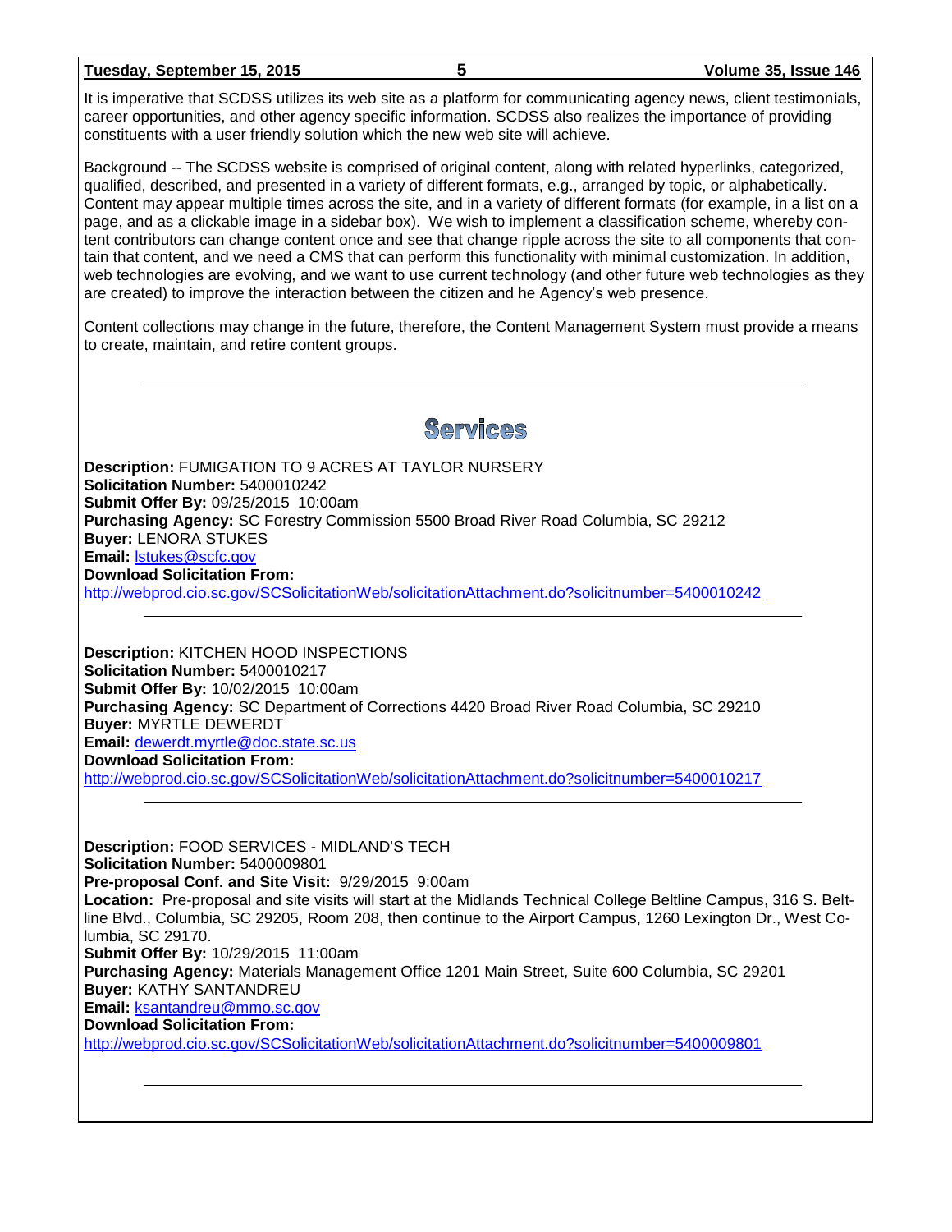It is imperative that SCDSS utilizes its web site as a platform for communicating agency news, client testimonials, career opportunities, and other agency specific information. SCDSS also realizes the importance of providing constituents with a user friendly solution which the new web site will achieve.

Background -- The SCDSS website is comprised of original content, along with related hyperlinks, categorized, qualified, described, and presented in a variety of different formats, e.g., arranged by topic, or alphabetically. Content may appear multiple times across the site, and in a variety of different formats (for example, in a list on a page, and as a clickable image in a sidebar box). We wish to implement a classification scheme, whereby content contributors can change content once and see that change ripple across the site to all components that contain that content, and we need a CMS that can perform this functionality with minimal customization. In addition, web technologies are evolving, and we want to use current technology (and other future web technologies as they are created) to improve the interaction between the citizen and he Agency's web presence.

Content collections may change in the future, therefore, the Content Management System must provide a means to create, maintain, and retire content groups.

---

## Services

**Description:** FUMIGATION TO 9 ACRES AT TAYLOR NURSERY
**Solicitation Number:** 5400010242
**Submit Offer By:** 09/25/2015 10:00am
**Purchasing Agency:** SC Forestry Commission 5500 Broad River Road Columbia, SC 29212
**Buyer:** LENORA STUKES
**Email:** lstukes@scfc.gov
**Download Solicitation From:**
http://webprod.cio.sc.gov/SCSolicitationWeb/solicitationAttachment.do?solicitnumber=5400010242

---

**Description:** KITCHEN HOOD INSPECTIONS
**Solicitation Number:** 5400010217
**Submit Offer By:** 10/02/2015 10:00am
**Purchasing Agency:** SC Department of Corrections 4420 Broad River Road Columbia, SC 29210
**Buyer:** MYRTLE DEWERDT
**Email:** dewerdt.myrtle@doc.state.sc.us
**Download Solicitation From:**
http://webprod.cio.sc.gov/SCSolicitationWeb/solicitationAttachment.do?solicitnumber=5400010217

---

**Description:** FOOD SERVICES - MIDLAND'S TECH
**Solicitation Number:** 5400009801
**Pre-proposal Conf. and Site Visit:** 9/29/2015 9:00am
**Location:** Pre-proposal and site visits will start at the Midlands Technical College Beltline Campus, 316 S. Beltline Blvd., Columbia, SC 29205, Room 208, then continue to the Airport Campus, 1260 Lexington Dr., West Columbia, SC 29170.
**Submit Offer By:** 10/29/2015 11:00am
**Purchasing Agency:** Materials Management Office 1201 Main Street, Suite 600 Columbia, SC 29201
**Buyer:** KATHY SANTANDREU
**Email:** ksantandreu@mmo.sc.gov
**Download Solicitation From:**
http://webprod.cio.sc.gov/SCSolicitationWeb/solicitationAttachment.do?solicitnumber=5400009801

---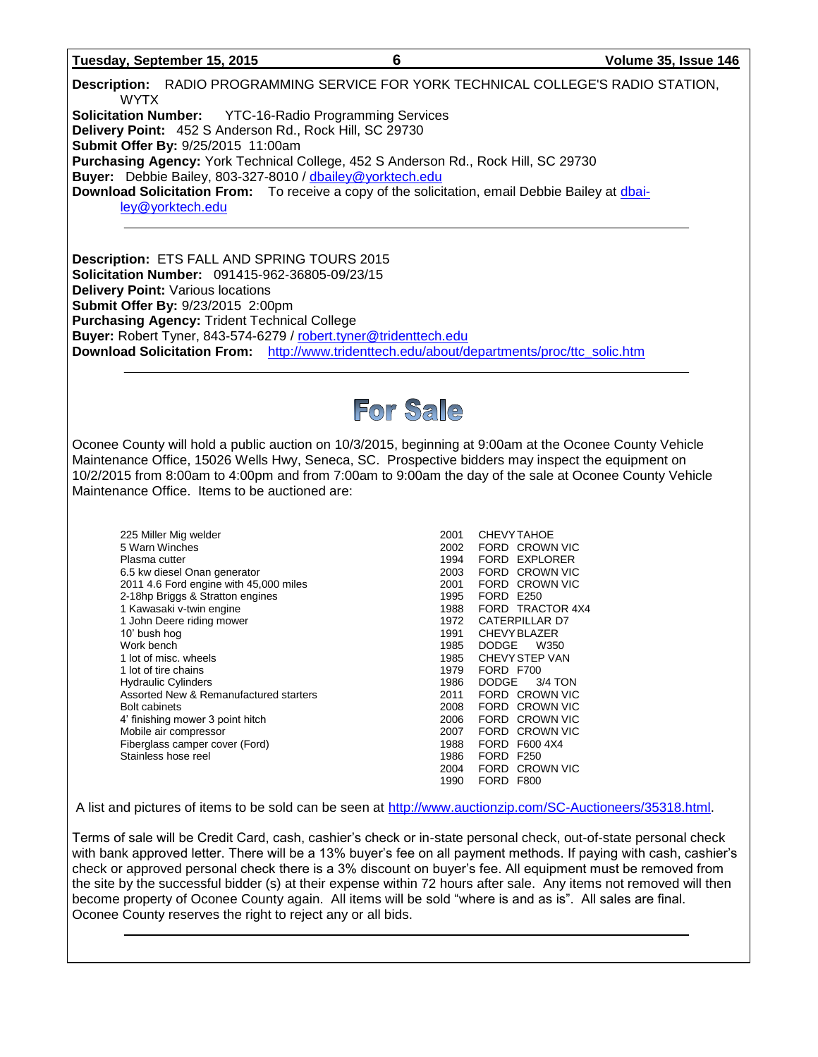**Description:** RADIO PROGRAMMING SERVICE FOR YORK TECHNICAL COLLEGE'S RADIO STATION, WYTX
**Solicitation Number:** YTC-16-Radio Programming Services
**Delivery Point:** 452 S Anderson Rd., Rock Hill, SC 29730
**Submit Offer By:** 9/25/2015 11:00am
**Purchasing Agency:** York Technical College, 452 S Anderson Rd., Rock Hill, SC 29730
**Buyer:** Debbie Bailey, 803-327-8010 / dbailey@yorktech.edu
**Download Solicitation From:** To receive a copy of the solicitation, email Debbie Bailey at dbailey@yorktech.edu

---

**Description:** ETS FALL AND SPRING TOURS 2015
**Solicitation Number:** 091415-962-36805-09/23/15
**Delivery Point:** Various locations
**Submit Offer By:** 9/23/2015 2:00pm
**Purchasing Agency:** Trident Technical College
**Buyer:** Robert Tyner, 843-574-6279 / robert.tyner@tridenttech.edu
**Download Solicitation From:** http://www.tridenttech.edu/about/departments/proc/ttc_solic.htm

---

# For Sale

Oconee County will hold a public auction on 10/3/2015, beginning at 9:00am at the Oconee County Vehicle Maintenance Office, 15026 Wells Hwy, Seneca, SC. Prospective bidders may inspect the equipment on 10/2/2015 from 8:00am to 4:00pm and from 7:00am to 9:00am the day of the sale at Oconee County Vehicle Maintenance Office. Items to be auctioned are:

- 225 Miller Mig welder
- 5 Warn Winches
- Plasma cutter
- 6.5 kw diesel Onan generator
- 2011 4.6 Ford engine with 45,000 miles
- 2-18hp Briggs & Stratton engines
- 1 Kawasaki v-twin engine
- 1 John Deere riding mower
- 10' bush hog
- Work bench
- 1 lot of misc. wheels
- 1 lot of tire chains
- Hydraulic Cylinders
- Assorted New & Remanufactured starters
- Bolt cabinets
- 4' finishing mower 3 point hitch
- Mobile air compressor
- Fiberglass camper cover (Ford)
- Stainless hose reel

- 2001 CHEVY TAHOE
- 2002 FORD CROWN VIC
- 1994 FORD EXPLORER
- 2003 FORD CROWN VIC
- 2001 FORD CROWN VIC
- 1995 FORD E250
- 1988 FORD TRACTOR 4X4
- 1972 CATERPILLAR D7
- 1991 CHEVY BLAZER
- 1985 DODGE W350
- 1985 CHEVY STEP VAN
- 1979 FORD F700
- 1986 DODGE 3/4 TON
- 2011 FORD CROWN VIC
- 2008 FORD CROWN VIC
- 2006 FORD CROWN VIC
- 2007 FORD CROWN VIC
- 1988 FORD F600 4X4
- 1986 FORD F250
- 2004 FORD CROWN VIC
- 1990 FORD F800

A list and pictures of items to be sold can be seen at http://www.auctionzip.com/SC-Auctioneers/35318.html.

Terms of sale will be Credit Card, cash, cashier's check or in-state personal check, out-of-state personal check with bank approved letter. There will be a 13% buyer's fee on all payment methods. If paying with cash, cashier's check or approved personal check there is a 3% discount on buyer's fee. All equipment must be removed from the site by the successful bidder (s) at their expense within 72 hours after sale. Any items not removed will then become property of Oconee County again. All items will be sold "where is and as is". All sales are final. Oconee County reserves the right to reject any or all bids.

---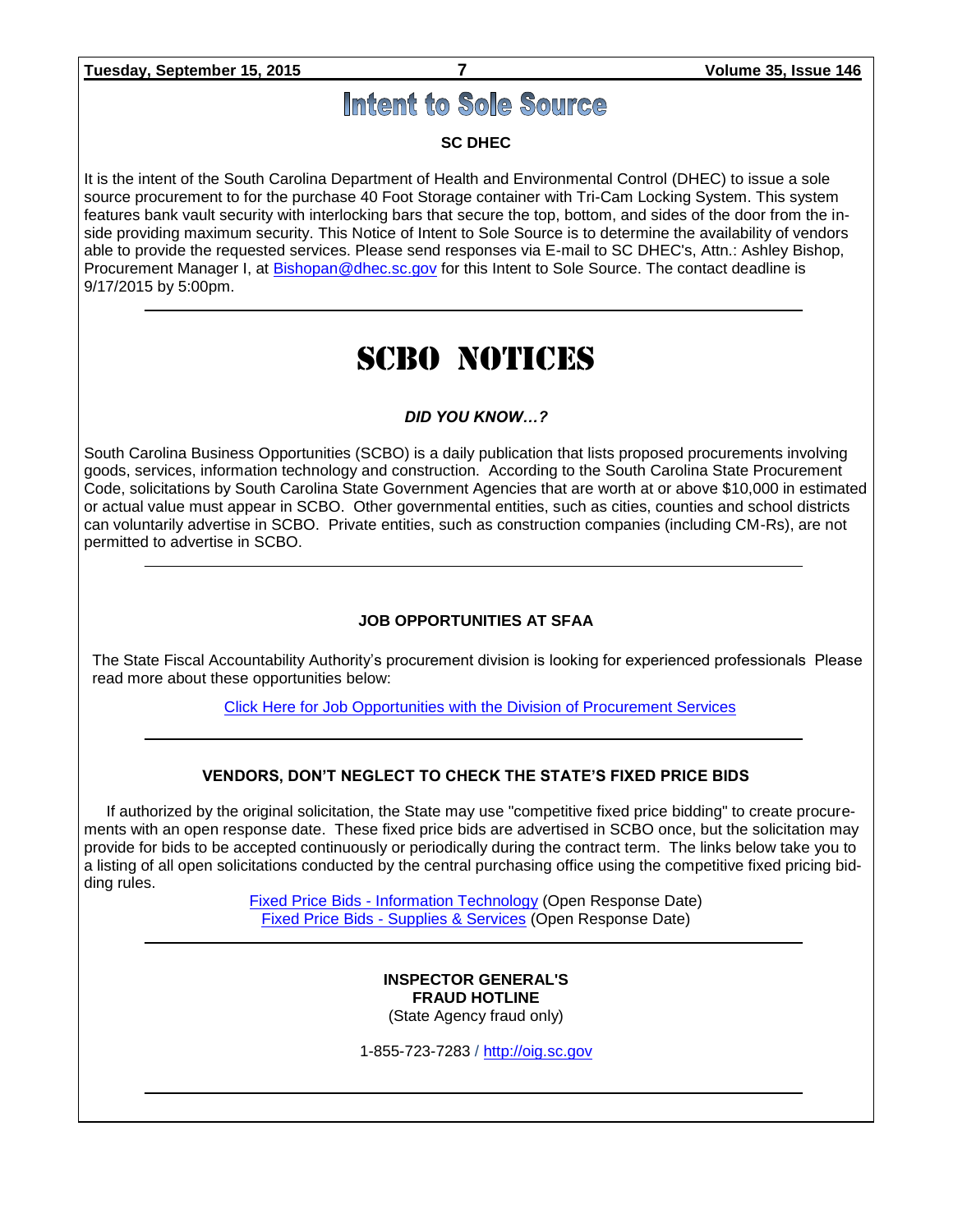# Intent to Sole Source

**SC DHEC**

It is the intent of the South Carolina Department of Health and Environmental Control (DHEC) to issue a sole source procurement to for the purchase 40 Foot Storage container with Tri-Cam Locking System. This system features bank vault security with interlocking bars that secure the top, bottom, and sides of the door from the inside providing maximum security. This Notice of Intent to Sole Source is to determine the availability of vendors able to provide the requested services. Please send responses via E-mail to SC DHEC's, Attn.: Ashley Bishop, Procurement Manager I, at Bishopan@dhec.sc.gov for this Intent to Sole Source. The contact deadline is 9/17/2015 by 5:00pm.

---

# SCBO NOTICES

***DID YOU KNOW…?***

South Carolina Business Opportunities (SCBO) is a daily publication that lists proposed procurements involving goods, services, information technology and construction. According to the South Carolina State Procurement Code, solicitations by South Carolina State Government Agencies that are worth at or above $10,000 in estimated or actual value must appear in SCBO. Other governmental entities, such as cities, counties and school districts can voluntarily advertise in SCBO. Private entities, such as construction companies (including CM-Rs), are not permitted to advertise in SCBO.

---

**JOB OPPORTUNITIES AT SFAA**

The State Fiscal Accountability Authority's procurement division is looking for experienced professionals Please read more about these opportunities below:

Click Here for Job Opportunities with the Division of Procurement Services

---

**VENDORS, DON'T NEGLECT TO CHECK THE STATE'S FIXED PRICE BIDS**

If authorized by the original solicitation, the State may use "competitive fixed price bidding" to create procurements with an open response date. These fixed price bids are advertised in SCBO once, but the solicitation may provide for bids to be accepted continuously or periodically during the contract term. The links below take you to a listing of all open solicitations conducted by the central purchasing office using the competitive fixed pricing bidding rules.

Fixed Price Bids - Information Technology (Open Response Date)
Fixed Price Bids - Supplies & Services (Open Response Date)

---

**INSPECTOR GENERAL'S**
**FRAUD HOTLINE**
(State Agency fraud only)

1-855-723-7283 / http://oig.sc.gov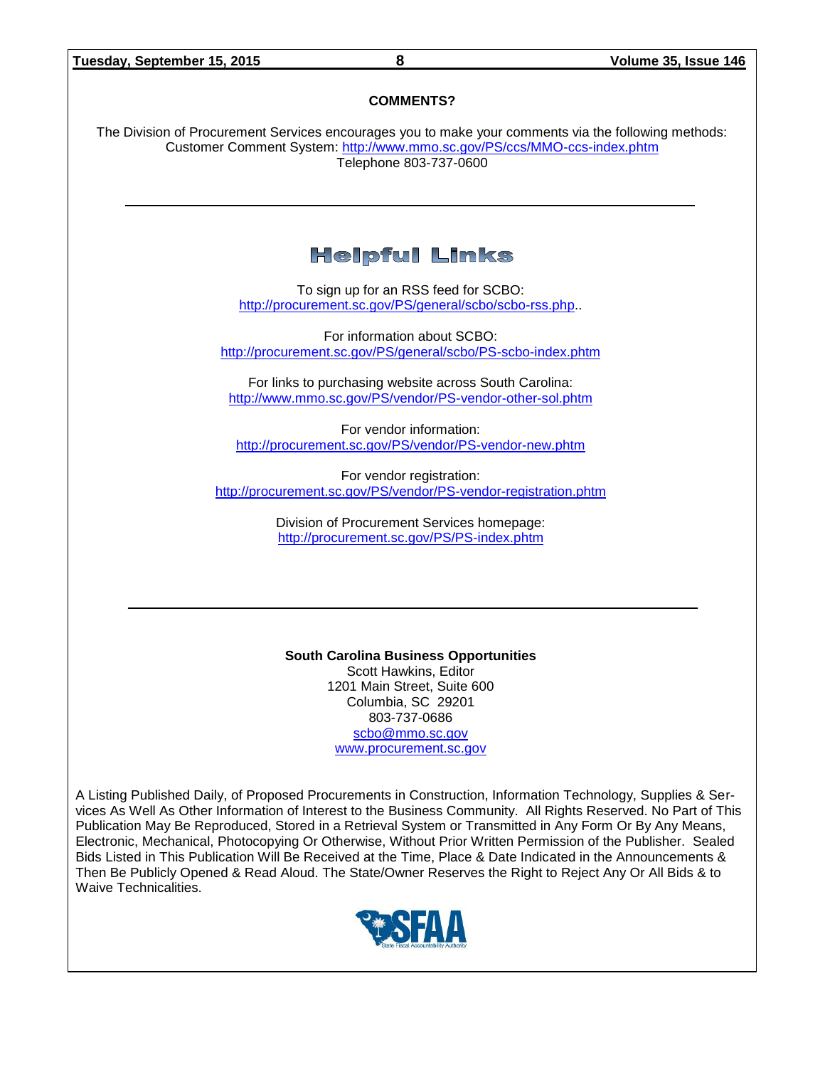**COMMENTS?**

The Division of Procurement Services encourages you to make your comments via the following methods:
Customer Comment System: http://www.mmo.sc.gov/PS/ccs/MMO-ccs-index.phtm
Telephone 803-737-0600

---

## Helpful Links

To sign up for an RSS feed for SCBO:
http://procurement.sc.gov/PS/general/scbo/scbo-rss.php..

For information about SCBO:
http://procurement.sc.gov/PS/general/scbo/PS-scbo-index.phtm

For links to purchasing website across South Carolina:
http://www.mmo.sc.gov/PS/vendor/PS-vendor-other-sol.phtm

For vendor information:
http://procurement.sc.gov/PS/vendor/PS-vendor-new.phtm

For vendor registration:
http://procurement.sc.gov/PS/vendor/PS-vendor-registration.phtm

Division of Procurement Services homepage:
http://procurement.sc.gov/PS/PS-index.phtm

---

**South Carolina Business Opportunities**
Scott Hawkins, Editor
1201 Main Street, Suite 600
Columbia, SC 29201
803-737-0686
scbo@mmo.sc.gov
www.procurement.sc.gov

A Listing Published Daily, of Proposed Procurements in Construction, Information Technology, Supplies & Services As Well As Other Information of Interest to the Business Community. All Rights Reserved. No Part of This Publication May Be Reproduced, Stored in a Retrieval System or Transmitted in Any Form Or By Any Means, Electronic, Mechanical, Photocopying Or Otherwise, Without Prior Written Permission of the Publisher. Sealed Bids Listed in This Publication Will Be Received at the Time, Place & Date Indicated in the Announcements & Then Be Publicly Opened & Read Aloud. The State/Owner Reserves the Right to Reject Any Or All Bids & to Waive Technicalities.

SFAA
State Fiscal Accountability Authority